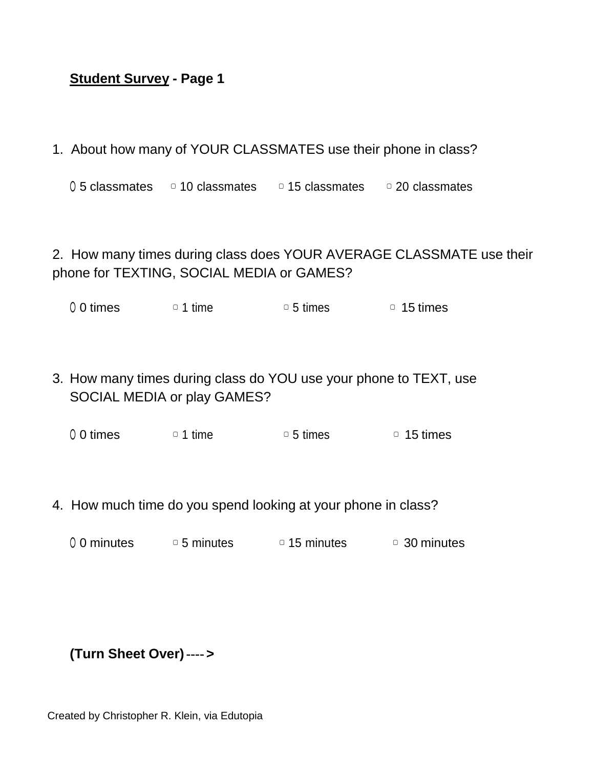**<u>Student Survey</u> - Page 1**

1. About how many of YOUR CLASSMATES use their phone in class?

   ▢ 5 classmates ▢ 10 classmates ▢ 15 classmates ▢ 20 classmates

2. How many times during class does YOUR AVERAGE CLASSMATE use their phone for TEXTING, SOCIAL MEDIA or GAMES?

   ▢ 0 times ▢ 1 time ▢ 5 times ▢ 15 times

3. How many times during class do YOU use your phone to TEXT, use SOCIAL MEDIA or play GAMES?

   ▢ 0 times ▢ 1 time ▢ 5 times ▢ 15 times

4. How much time do you spend looking at your phone in class?

   ▢ 0 minutes ▢ 5 minutes ▢ 15 minutes ▢ 30 minutes

**(Turn Sheet Over)** ---- **>**

Created by Christopher R. Klein, via Edutopia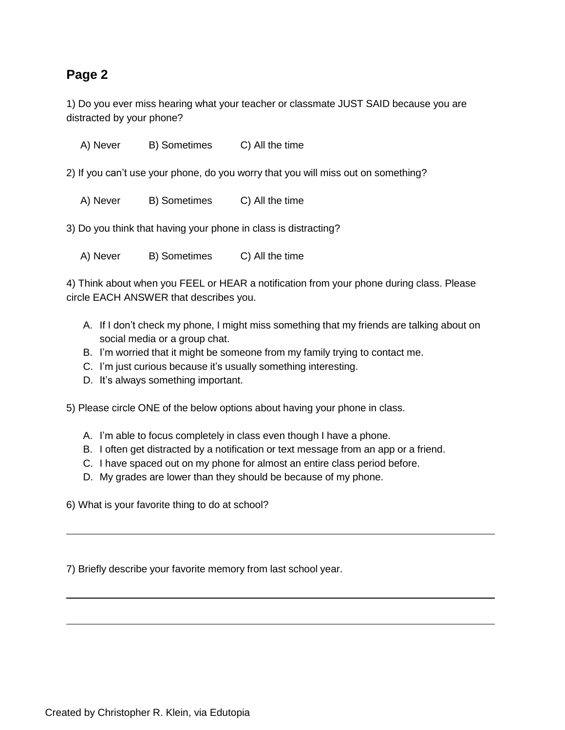## Page 2

1) Do you ever miss hearing what your teacher or classmate JUST SAID because you are distracted by your phone?

A) Never    B) Sometimes    C) All the time

2) If you can't use your phone, do you worry that you will miss out on something?

A) Never    B) Sometimes    C) All the time

3) Do you think that having your phone in class is distracting?

A) Never    B) Sometimes    C) All the time

4) Think about when you FEEL or HEAR a notification from your phone during class. Please circle EACH ANSWER that describes you.

A. If I don't check my phone, I might miss something that my friends are talking about on social media or a group chat.
B. I'm worried that it might be someone from my family trying to contact me.
C. I'm just curious because it's usually something interesting.
D. It's always something important.

5) Please circle ONE of the below options about having your phone in class.

A. I'm able to focus completely in class even though I have a phone.
B. I often get distracted by a notification or text message from an app or a friend.
C. I have spaced out on my phone for almost an entire class period before.
D. My grades are lower than they should be because of my phone.

6) What is your favorite thing to do at school?

___________________________________________________________________________

7) Briefly describe your favorite memory from last school year.

___________________________________________________________________________

___________________________________________________________________________

Created by Christopher R. Klein, via Edutopia